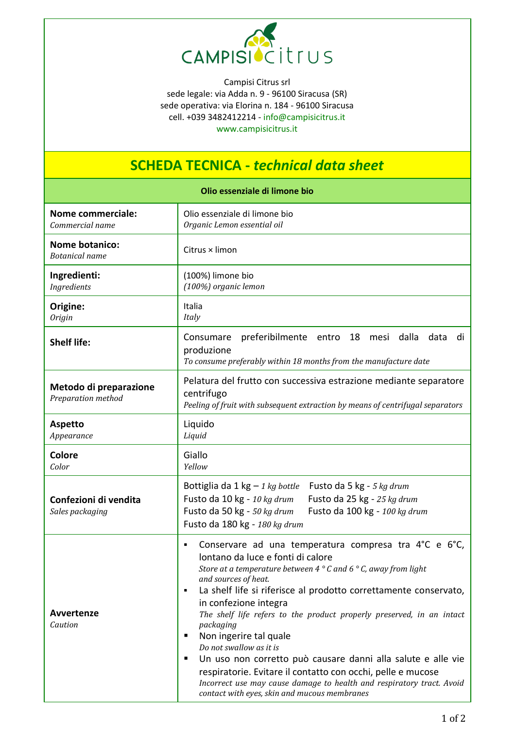CAMPISI citrus

Campisi Citrus srl
sede legale: via Adda n. 9 - 96100 Siracusa (SR)
sede operativa: via Elorina n. 184 - 96100 Siracusa
cell. +039 3482412214 - info@campisicitrus.it
www.campisicitrus.it

# SCHEDA TECNICA - *technical data sheet*

| **Olio essenziale di limone bio** | |
|---|---|
| **Nome commerciale:** *Commercial name* | Olio essenziale di limone bio *Organic Lemon essential oil* |
| **Nome botanico:** *Botanical name* | Citrus × limon |
| **Ingredienti:** *Ingredients* | (100%) limone bio *(100%) organic lemon* |
| **Origine:** *Origin* | Italia *Italy* |
| **Shelf life:** | Consumare preferibilmente entro 18 mesi dalla data di produzione *To consume preferably within 18 months from the manufacture date* |
| **Metodo di preparazione** *Preparation method* | Pelatura del frutto con successiva estrazione mediante separatore centrifugo *Peeling of fruit with subsequent extraction by means of centrifugal separators* |
| **Aspetto** *Appearance* | Liquido *Liquid* |
| **Colore** *Color* | Giallo *Yellow* |
| **Confezioni di vendita** *Sales packaging* | Bottiglia da 1 kg – *1 kg bottle*; Fusto da 5 kg - *5 kg drum*; Fusto da 10 kg - *10 kg drum*; Fusto da 25 kg - *25 kg drum*; Fusto da 50 kg - *50 kg drum*; Fusto da 100 kg - *100 kg drum*; Fusto da 180 kg - *180 kg drum* |
| **Avvertenze** *Caution* | ▪ Conservare ad una temperatura compresa tra 4°C e 6°C, lontano da luce e fonti di calore *Store at a temperature between 4 ° C and 6 ° C, away from light and sources of heat.* <br> ▪ La shelf life si riferisce al prodotto correttamente conservato, in confezione integra *The shelf life refers to the product properly preserved, in an intact packaging* <br> ▪ Non ingerire tal quale *Do not swallow as it is* <br> ▪ Un uso non corretto può causare danni alla salute e alle vie respiratorie. Evitare il contatto con occhi, pelle e mucose *Incorrect use may cause damage to health and respiratory tract. Avoid contact with eyes, skin and mucous membranes* |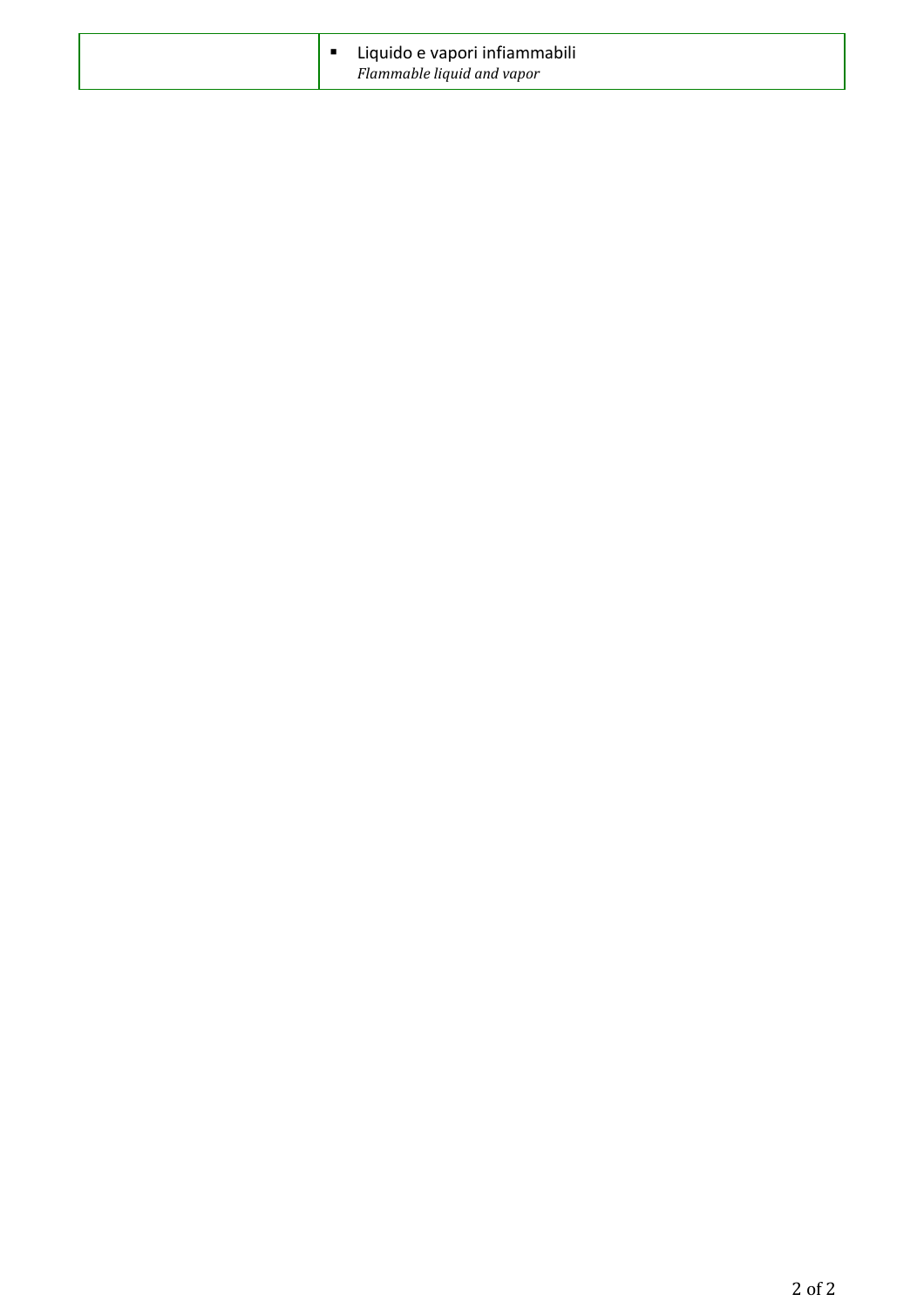| | |
|---|---|
| | - Liquido e vapori infiammabili<br>*Flammable liquid and vapor* |